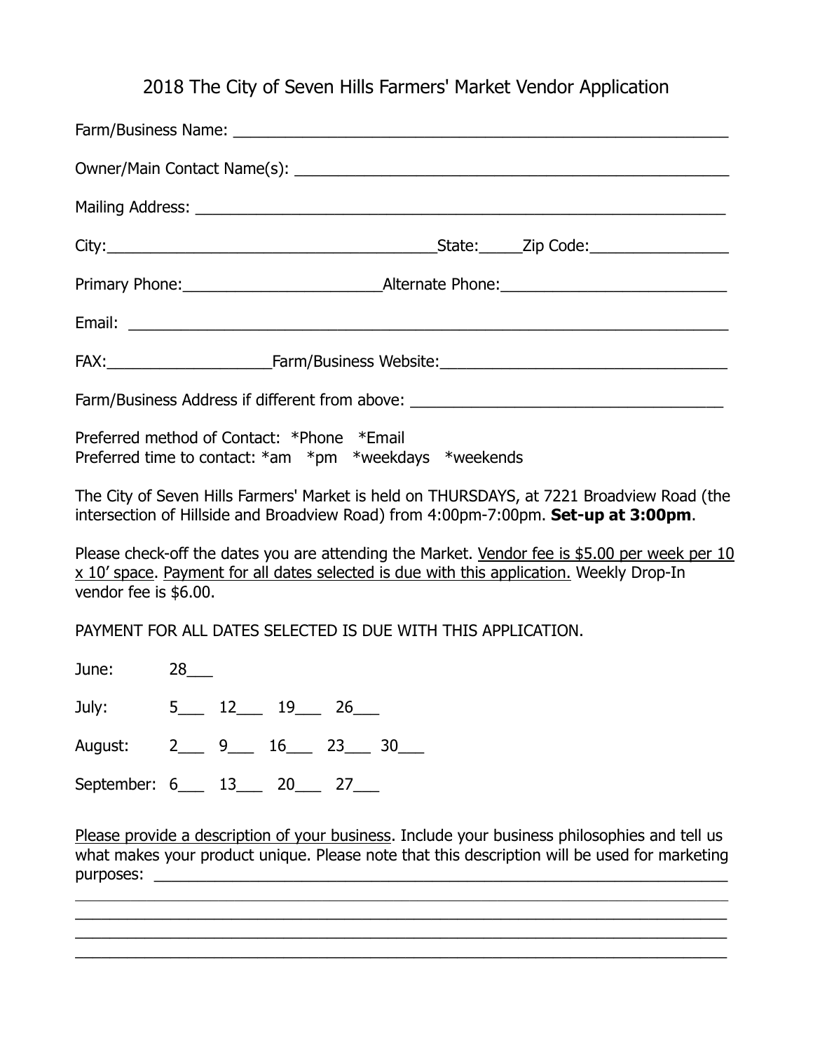# 2018 The City of Seven Hills Farmers' Market Vendor Application

Farm/Business Name: ____________________________________________________________

Owner/Main Contact Name(s): ____________________________________________________

Mailing Address: _______________________________________________________________

City:_______________________________________State:_____Zip Code:________________

Primary Phone:_______________________Alternate Phone:__________________________

Email: _________________________________________________________________________

FAX:___________________Farm/Business Website:_________________________________

Farm/Business Address if different from above: ____________________________________

Preferred method of Contact: *Phone *Email
Preferred time to contact: *am *pm *weekdays *weekends

The City of Seven Hills Farmers' Market is held on THURSDAYS, at 7221 Broadview Road (the intersection of Hillside and Broadview Road) from 4:00pm-7:00pm. **Set-up at 3:00pm**.

Please check-off the dates you are attending the Market. <u>Vendor fee is $5.00 per week per 10 x 10' space</u>. <u>Payment for all dates selected is due with this application.</u> Weekly Drop-In vendor fee is $6.00.

PAYMENT FOR ALL DATES SELECTED IS DUE WITH THIS APPLICATION.

June: 28___

July: 5___ 12___ 19___ 26___

August: 2___ 9___ 16___ 23___ 30___

September: 6___ 13___ 20___ 27___

<u>Please provide a description of your business</u>. Include your business philosophies and tell us what makes your product unique. Please note that this description will be used for marketing purposes: ______________________________________________________________________

__________________________________________________________________________________

__________________________________________________________________________________

__________________________________________________________________________________

__________________________________________________________________________________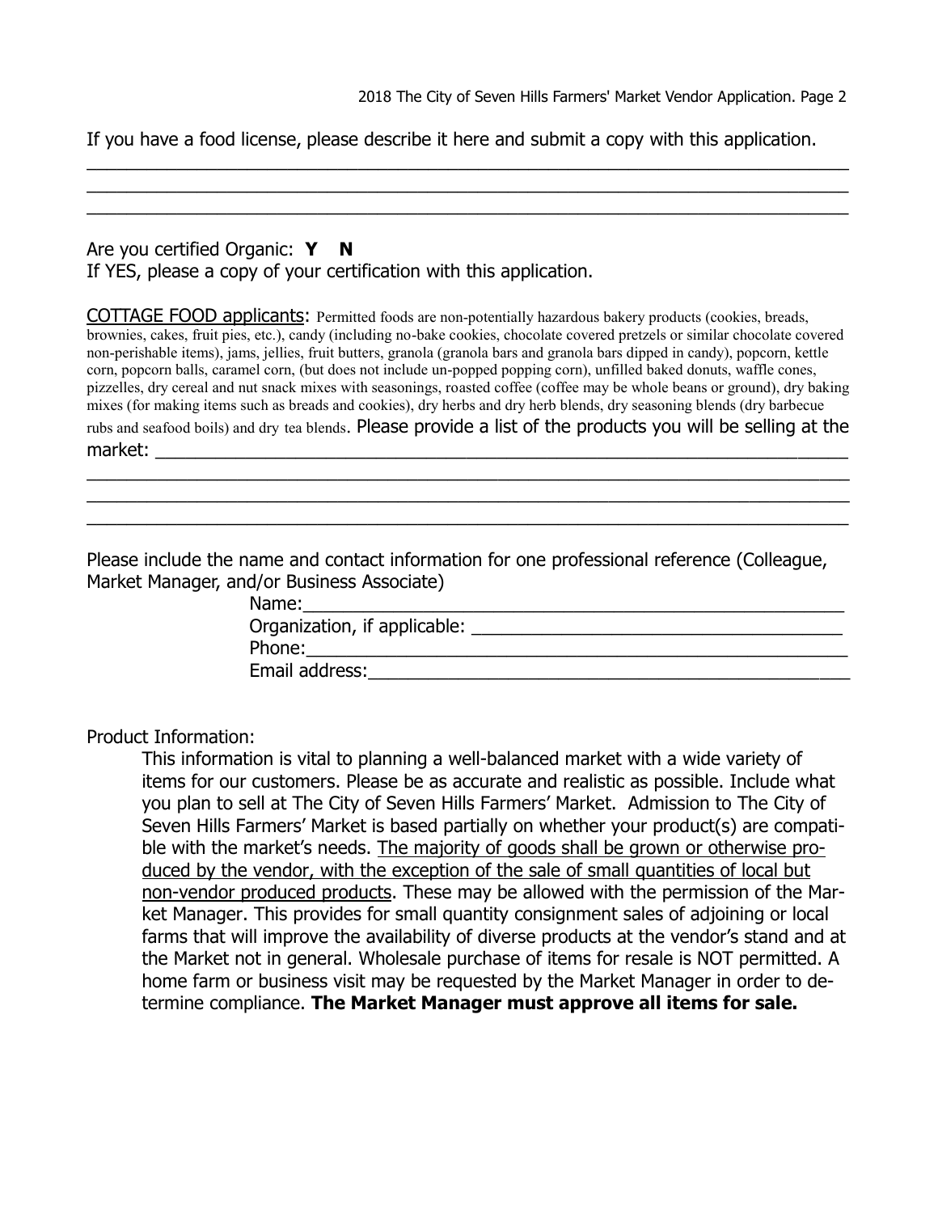If you have a food license, please describe it here and submit a copy with this application.

______________________________________________________________________________
______________________________________________________________________________
______________________________________________________________________________

Are you certified Organic: **Y N**
If YES, please a copy of your certification with this application.

COTTAGE FOOD applicants: Permitted foods are non-potentially hazardous bakery products (cookies, breads, brownies, cakes, fruit pies, etc.), candy (including no-bake cookies, chocolate covered pretzels or similar chocolate covered non-perishable items), jams, jellies, fruit butters, granola (granola bars and granola bars dipped in candy), popcorn, kettle corn, popcorn balls, caramel corn, (but does not include un-popped popping corn), unfilled baked donuts, waffle cones, pizzelles, dry cereal and nut snack mixes with seasonings, roasted coffee (coffee may be whole beans or ground), dry baking mixes (for making items such as breads and cookies), dry herbs and dry herb blends, dry seasoning blends (dry barbecue rubs and seafood boils) and dry tea blends. Please provide a list of the products you will be selling at the market: ________________________________________________________________
______________________________________________________________________________
______________________________________________________________________________
______________________________________________________________________________

Please include the name and contact information for one professional reference (Colleague, Market Manager, and/or Business Associate)

Name:______________________________________________________
Organization, if applicable: ____________________________________
Phone:______________________________________________________
Email address:________________________________________________

Product Information:

This information is vital to planning a well-balanced market with a wide variety of items for our customers. Please be as accurate and realistic as possible. Include what you plan to sell at The City of Seven Hills Farmers' Market. Admission to The City of Seven Hills Farmers' Market is based partially on whether your product(s) are compatible with the market's needs. The majority of goods shall be grown or otherwise produced by the vendor, with the exception of the sale of small quantities of local but non-vendor produced products. These may be allowed with the permission of the Market Manager. This provides for small quantity consignment sales of adjoining or local farms that will improve the availability of diverse products at the vendor's stand and at the Market not in general. Wholesale purchase of items for resale is NOT permitted. A home farm or business visit may be requested by the Market Manager in order to determine compliance. **The Market Manager must approve all items for sale.**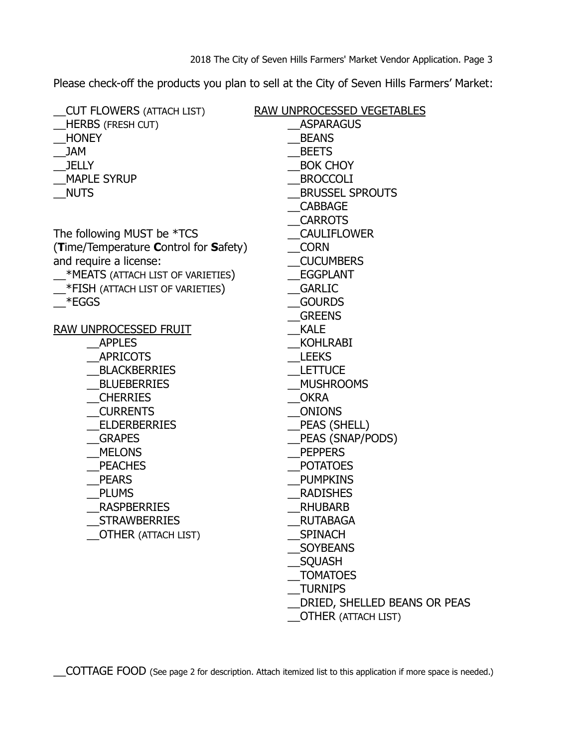Please check-off the products you plan to sell at the City of Seven Hills Farmers' Market:

__CUT FLOWERS (ATTACH LIST)
__HERBS (FRESH CUT)
__HONEY
__JAM
__JELLY
__MAPLE SYRUP
__NUTS

The following MUST be *TCS (**T**ime/Temperature **C**ontrol for **S**afety) and require a license:
__*MEATS (ATTACH LIST OF VARIETIES)
__*FISH (ATTACH LIST OF VARIETIES)
__*EGGS

<u>RAW UNPROCESSED FRUIT</u>

__APPLES
__APRICOTS
__BLACKBERRIES
__BLUEBERRIES
__CHERRIES
__CURRENTS
__ELDERBERRIES
__GRAPES
__MELONS
__PEACHES
__PEARS
__PLUMS
__RASPBERRIES
__STRAWBERRIES
__OTHER (ATTACH LIST)

<u>RAW UNPROCESSED VEGETABLES</u>

__ASPARAGUS
__BEANS
__BEETS
__BOK CHOY
__BROCCOLI
__BRUSSEL SPROUTS
__CABBAGE
__CARROTS
__CAULIFLOWER
__CORN
__CUCUMBERS
__EGGPLANT
__GARLIC
__GOURDS
__GREENS
__KALE
__KOHLRABI
__LEEKS
__LETTUCE
__MUSHROOMS
__OKRA
__ONIONS
__PEAS (SHELL)
__PEAS (SNAP/PODS)
__PEPPERS
__POTATOES
__PUMPKINS
__RADISHES
__RHUBARB
__RUTABAGA
__SPINACH
__SOYBEANS
__SQUASH
__TOMATOES
__TURNIPS
__DRIED, SHELLED BEANS OR PEAS
__OTHER (ATTACH LIST)

__COTTAGE FOOD (See page 2 for description. Attach itemized list to this application if more space is needed.)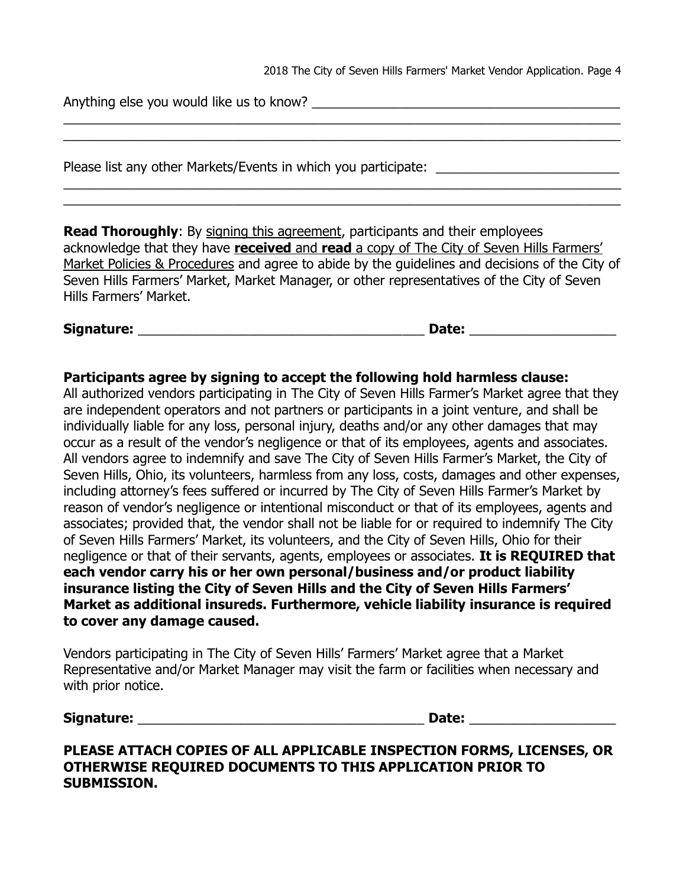Anything else you would like us to know? ___________________________________________
_____________________________________________________________________________
_____________________________________________________________________________

Please list any other Markets/Events in which you participate: _________________________
_____________________________________________________________________________
_____________________________________________________________________________

**Read Thoroughly**: By <u>signing this agreement</u>, participants and their employees acknowledge that they have <u>**received** and **read** a copy of The City of Seven Hills Farmers' Market Policies & Procedures</u> and agree to abide by the guidelines and decisions of the City of Seven Hills Farmers' Market, Market Manager, or other representatives of the City of Seven Hills Farmers' Market.

**Signature:** ______________________________________ **Date:** ___________________

**Participants agree by signing to accept the following hold harmless clause:**
All authorized vendors participating in The City of Seven Hills Farmer's Market agree that they are independent operators and not partners or participants in a joint venture, and shall be individually liable for any loss, personal injury, deaths and/or any other damages that may occur as a result of the vendor's negligence or that of its employees, agents and associates. All vendors agree to indemnify and save The City of Seven Hills Farmer's Market, the City of Seven Hills, Ohio, its volunteers, harmless from any loss, costs, damages and other expenses, including attorney's fees suffered or incurred by The City of Seven Hills Farmer's Market by reason of vendor's negligence or intentional misconduct or that of its employees, agents and associates; provided that, the vendor shall not be liable for or required to indemnify The City of Seven Hills Farmers' Market, its volunteers, and the City of Seven Hills, Ohio for their negligence or that of their servants, agents, employees or associates. **It is REQUIRED that each vendor carry his or her own personal/business and/or product liability insurance listing the City of Seven Hills and the City of Seven Hills Farmers' Market as additional insureds. Furthermore, vehicle liability insurance is required to cover any damage caused.**

Vendors participating in The City of Seven Hills' Farmers' Market agree that a Market Representative and/or Market Manager may visit the farm or facilities when necessary and with prior notice.

**Signature:** ______________________________________ **Date:** ___________________

**PLEASE ATTACH COPIES OF ALL APPLICABLE INSPECTION FORMS, LICENSES, OR OTHERWISE REQUIRED DOCUMENTS TO THIS APPLICATION PRIOR TO SUBMISSION.**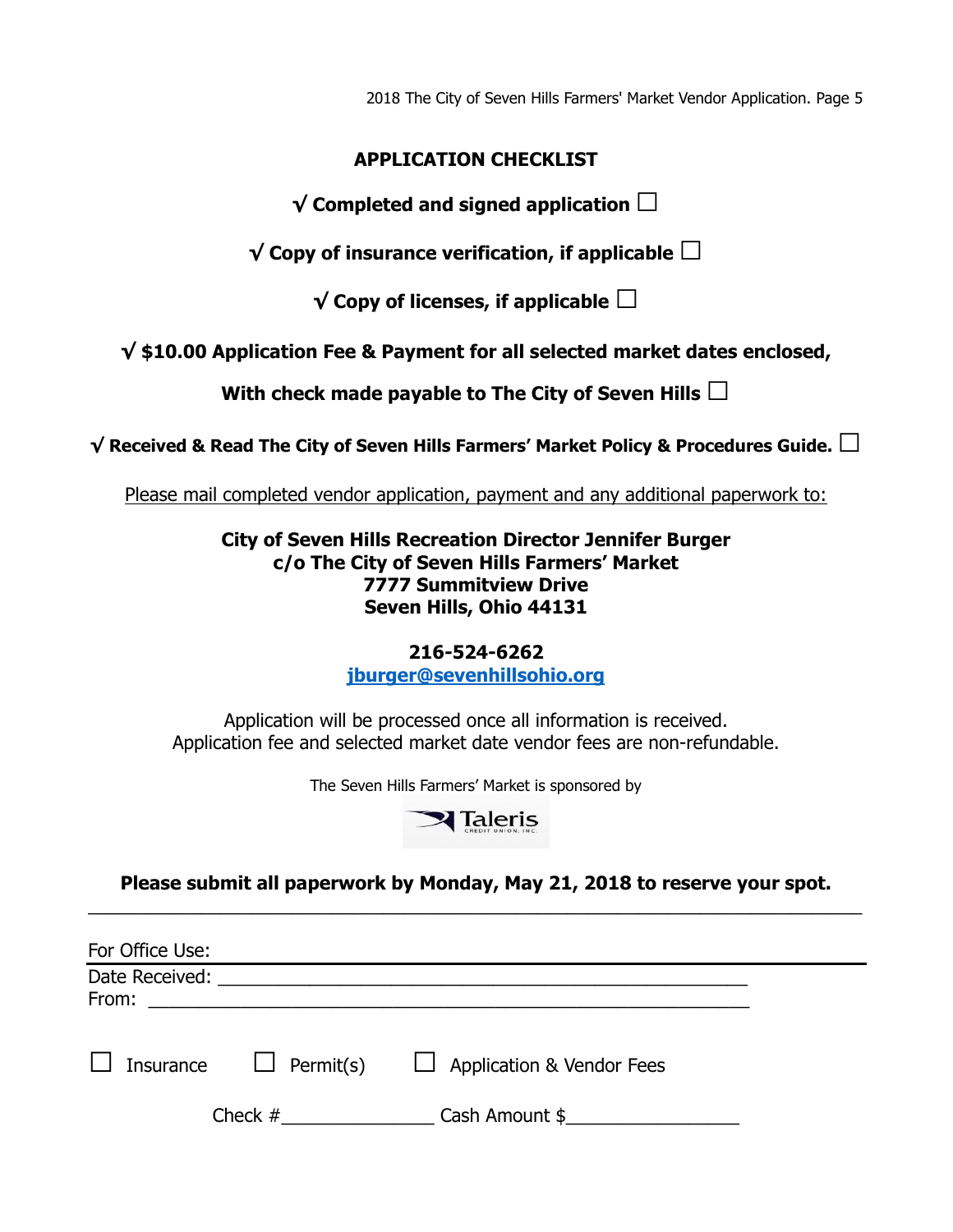## APPLICATION CHECKLIST

**√ Completed and signed application** ☐

**√ Copy of insurance verification, if applicable** ☐

**√ Copy of licenses, if applicable** ☐

**√ $10.00 Application Fee & Payment for all selected market dates enclosed,**

**With check made payable to The City of Seven Hills** ☐

**√ Received & Read The City of Seven Hills Farmers' Market Policy & Procedures Guide.** ☐

Please mail completed vendor application, payment and any additional paperwork to:

**City of Seven Hills Recreation Director Jennifer Burger**
**c/o The City of Seven Hills Farmers' Market**
**7777 Summitview Drive**
**Seven Hills, Ohio 44131**

**216-524-6262**
**jburger@sevenhillsohio.org**

Application will be processed once all information is received.
Application fee and selected market date vendor fees are non-refundable.

The Seven Hills Farmers' Market is sponsored by

Taleris CREDIT UNION, INC.

**Please submit all paperwork by Monday, May 21, 2018 to reserve your spot.**

---

For Office Use:

Date Received: ______________________________________________

From: ______________________________________________________

☐ Insurance ☐ Permit(s) ☐ Application & Vendor Fees

Check #_______________ Cash Amount $_________________